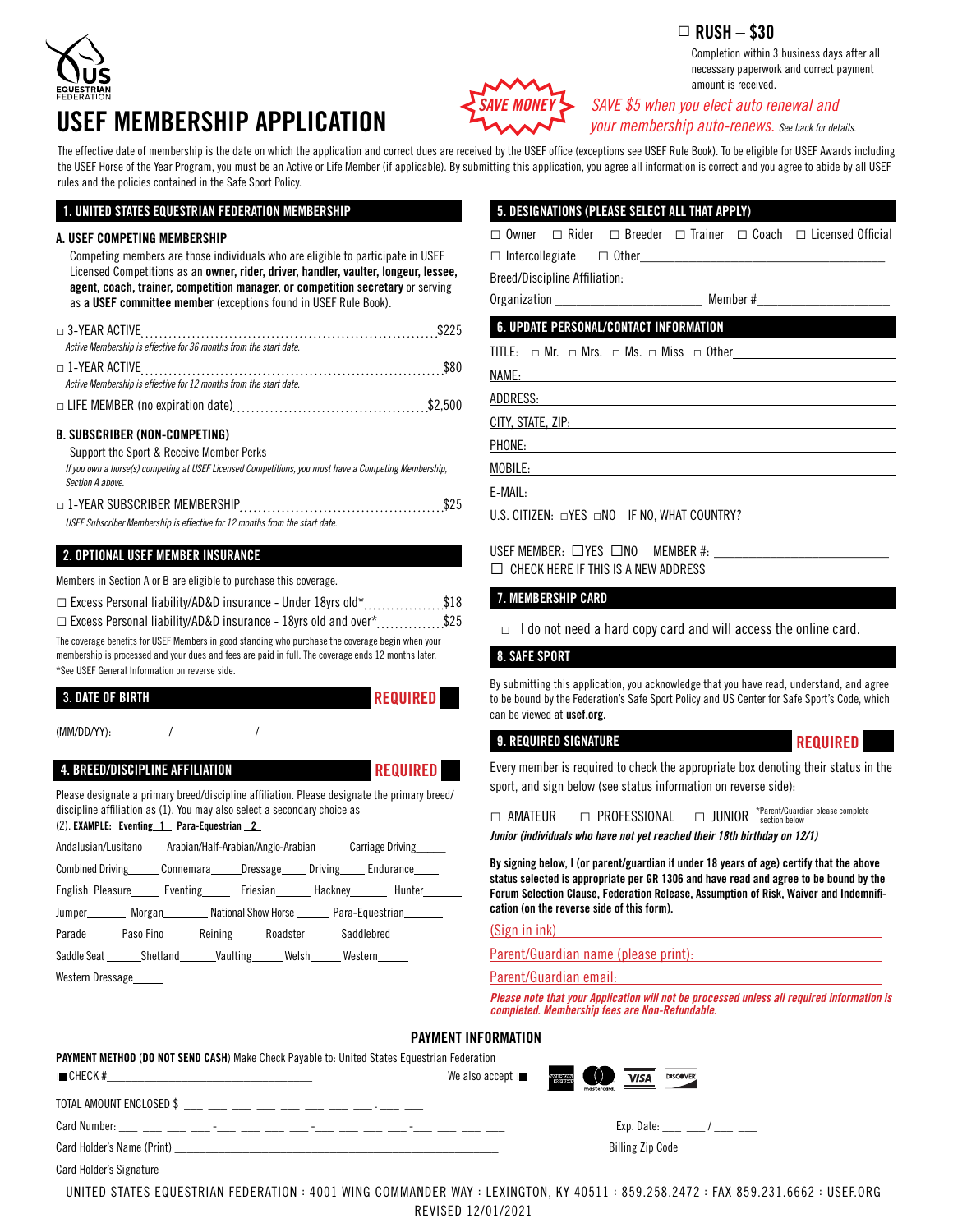US EQUESTRIAN FEDERATION

# USEF MEMBERSHIP APPLICATION

☐ **RUSH – $30**

Completion within 3 business days after all necessary paperwork and correct payment amount is received.

*SAVE MONEY* — *SAVE $5 when you elect auto renewal and your membership auto-renews.* *See back for details.*

The effective date of membership is the date on which the application and correct dues are received by the USEF office (exceptions see USEF Rule Book). To be eligible for USEF Awards including the USEF Horse of the Year Program, you must be an Active or Life Member (if applicable). By submitting this application, you agree all information is correct and you agree to abide by all USEF rules and the policies contained in the Safe Sport Policy.

## 1. UNITED STATES EQUESTRIAN FEDERATION MEMBERSHIP

### A. USEF COMPETING MEMBERSHIP

Competing members are those individuals who are eligible to participate in USEF Licensed Competitions as an **owner, rider, driver, handler, vaulter, longeur, lessee, agent, coach, trainer, competition manager, or competition secretary** or serving as a **USEF committee member** (exceptions found in USEF Rule Book).

☐ 3-YEAR ACTIVE ........ $225
*Active Membership is effective for 36 months from the start date.*

☐ 1-YEAR ACTIVE ........ $80
*Active Membership is effective for 12 months from the start date.*

☐ LIFE MEMBER (no expiration date) ........ $2,500

### B. SUBSCRIBER (NON-COMPETING)

Support the Sport & Receive Member Perks

*If you own a horse(s) competing at USEF Licensed Competitions, you must have a Competing Membership, Section A above.*

☐ 1-YEAR SUBSCRIBER MEMBERSHIP ........ $25
*USEF Subscriber Membership is effective for 12 months from the start date.*

## 2. OPTIONAL USEF MEMBER INSURANCE

Members in Section A or B are eligible to purchase this coverage.

☐ Excess Personal liability/AD&D insurance - Under 18yrs old* ........ $18

☐ Excess Personal liability/AD&D insurance - 18yrs old and over* ........ $25

The coverage benefits for USEF Members in good standing who purchase the coverage begin when your membership is processed and your dues and fees are paid in full. The coverage ends 12 months later.
*See USEF General Information on reverse side.

## 3. DATE OF BIRTH — REQUIRED

(MM/DD/YY): ______ / ______ / ______

## 4. BREED/DISCIPLINE AFFILIATION — REQUIRED

Please designate a primary breed/discipline affiliation. Please designate the primary breed/discipline affiliation as (1). You may also select a secondary choice as (2). **EXAMPLE: Eventing 1 Para-Equestrian 2**

Andalusian/Lusitano____ Arabian/Half-Arabian/Anglo-Arabian_____ Carriage Driving_____

Combined Driving_____ Connemara_____ Dressage_____ Driving_____ Endurance_____

English Pleasure_____ Eventing_____ Friesian_____ Hackney_____ Hunter_____

Jumper_____ Morgan_____ National Show Horse_____ Para-Equestrian_____

Parade_____ Paso Fino_____ Reining_____ Roadster_____ Saddlebred_____

Saddle Seat_____ Shetland_____ Vaulting_____ Welsh_____ Western_____

Western Dressage_____

## 5. DESIGNATIONS (PLEASE SELECT ALL THAT APPLY)

☐ Owner ☐ Rider ☐ Breeder ☐ Trainer ☐ Coach ☐ Licensed Official

☐ Intercollegiate ☐ Other_______________

Breed/Discipline Affiliation:

Organization _______________ Member #_______________

## 6. UPDATE PERSONAL/CONTACT INFORMATION

TITLE: ☐ Mr. ☐ Mrs. ☐ Ms. ☐ Miss ☐ Other_______________

NAME: _______________

ADDRESS: _______________

CITY, STATE, ZIP: _______________

PHONE: _______________

MOBILE: _______________

E-MAIL: _______________

U.S. CITIZEN: ☐YES ☐NO IF NO, WHAT COUNTRY? _______________

USEF MEMBER: ☐YES ☐NO MEMBER #: _______________

☐ CHECK HERE IF THIS IS A NEW ADDRESS

## 7. MEMBERSHIP CARD

☐ I do not need a hard copy card and will access the online card.

## 8. SAFE SPORT

By submitting this application, you acknowledge that you have read, understand, and agree to be bound by the Federation's Safe Sport Policy and US Center for Safe Sport's Code, which can be viewed at **usef.org.**

## 9. REQUIRED SIGNATURE — REQUIRED

Every member is required to check the appropriate box denoting their status in the sport, and sign below (see status information on reverse side):

☐ AMATEUR ☐ PROFESSIONAL ☐ JUNIOR *Parent/Guardian please complete section below

***Junior (individuals who have not yet reached their 18th birthday on 12/1)***

**By signing below, I (or parent/guardian if under 18 years of age) certify that the above status selected is appropriate per GR 1306 and have read and agree to be bound by the Forum Selection Clause, Federation Release, Assumption of Risk, Waiver and Indemnification (on the reverse side of this form).**

(Sign in ink) _______________

Parent/Guardian name (please print): _______________

Parent/Guardian email: _______________

***Please note that your Application will not be processed unless all required information is completed. Membership fees are Non-Refundable.***

## PAYMENT INFORMATION

**PAYMENT METHOD (DO NOT SEND CASH)** Make Check Payable to: United States Equestrian Federation

■ CHECK #_______________ We also accept ■ American Express, Mastercard, VISA, Discover

TOTAL AMOUNT ENCLOSED $ ___ ___ ___ ___ ___ ___ ___ ___ . ___ ___

Card Number: ___ ___ ___ ___ - ___ ___ ___ ___ - ___ ___ ___ ___ - ___ ___ ___ ___ Exp. Date: ___ ___ / ___ ___

Card Holder's Name (Print) _______________ Billing Zip Code ___ ___ ___ ___ ___

Card Holder's Signature_______________

UNITED STATES EQUESTRIAN FEDERATION : 4001 WING COMMANDER WAY : LEXINGTON, KY 40511 : 859.258.2472 : FAX 859.231.6662 : USEF.ORG

REVISED 12/01/2021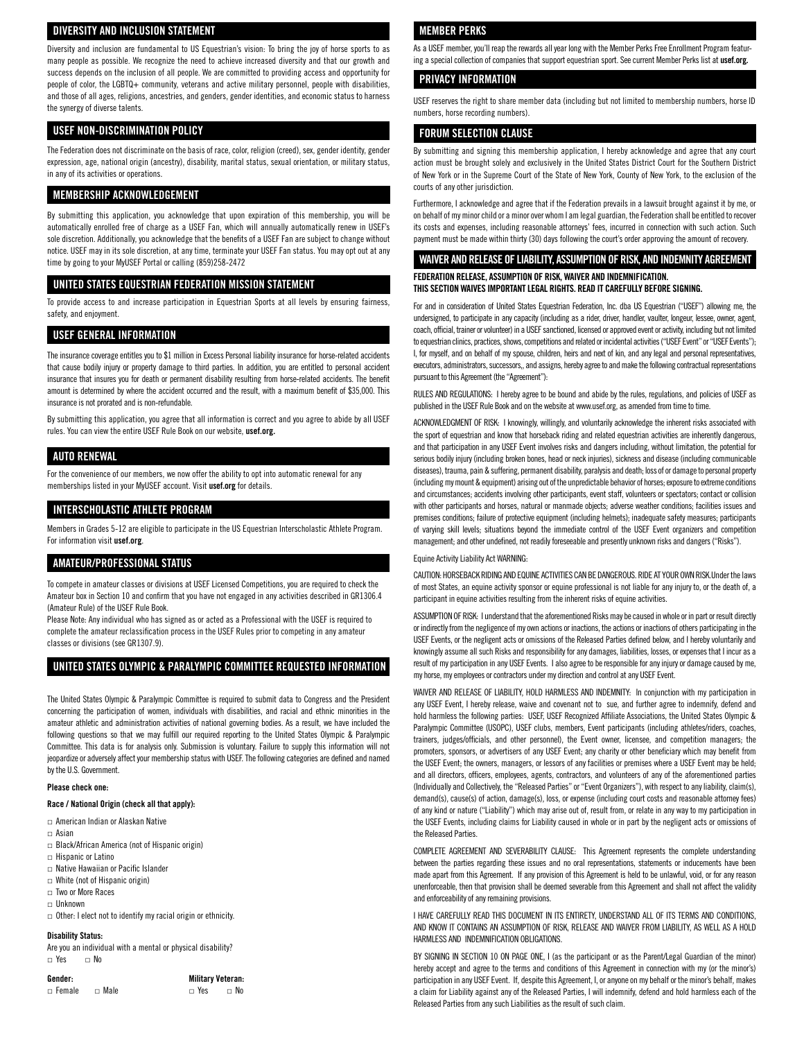## DIVERSITY AND INCLUSION STATEMENT

Diversity and inclusion are fundamental to US Equestrian's vision: To bring the joy of horse sports to as many people as possible. We recognize the need to achieve increased diversity and that our growth and success depends on the inclusion of all people. We are committed to providing access and opportunity for people of color, the LGBTQ+ community, veterans and active military personnel, people with disabilities, and those of all ages, religions, ancestries, and genders, gender identities, and economic status to harness the synergy of diverse talents.

## USEF NON-DISCRIMINATION POLICY

The Federation does not discriminate on the basis of race, color, religion (creed), sex, gender identity, gender expression, age, national origin (ancestry), disability, marital status, sexual orientation, or military status, in any of its activities or operations.

## MEMBERSHIP ACKNOWLEDGEMENT

By submitting this application, you acknowledge that upon expiration of this membership, you will be automatically enrolled free of charge as a USEF Fan, which will annually automatically renew in USEF's sole discretion. Additionally, you acknowledge that the benefits of a USEF Fan are subject to change without notice. USEF may in its sole discretion, at any time, terminate your USEF Fan status. You may opt out at any time by going to your MyUSEF Portal or calling (859)258-2472

## UNITED STATES EQUESTRIAN FEDERATION MISSION STATEMENT

To provide access to and increase participation in Equestrian Sports at all levels by ensuring fairness, safety, and enjoyment.

## USEF GENERAL INFORMATION

The insurance coverage entitles you to $1 million in Excess Personal liability insurance for horse-related accidents that cause bodily injury or property damage to third parties. In addition, you are entitled to personal accident insurance that insures you for death or permanent disability resulting from horse-related accidents. The benefit amount is determined by where the accident occurred and the result, with a maximum benefit of $35,000. This insurance is not prorated and is non-refundable.

By submitting this application, you agree that all information is correct and you agree to abide by all USEF rules. You can view the entire USEF Rule Book on our website, **usef.org.**

## AUTO RENEWAL

For the convenience of our members, we now offer the ability to opt into automatic renewal for any memberships listed in your MyUSEF account. Visit **usef.org** for details.

## INTERSCHOLASTIC ATHLETE PROGRAM

Members in Grades 5-12 are eligible to participate in the US Equestrian Interscholastic Athlete Program. For information visit **usef.org**.

## AMATEUR/PROFESSIONAL STATUS

To compete in amateur classes or divisions at USEF Licensed Competitions, you are required to check the Amateur box in Section 10 and confirm that you have not engaged in any activities described in GR1306.4 (Amateur Rule) of the USEF Rule Book.

Please Note: Any individual who has signed as or acted as a Professional with the USEF is required to complete the amateur reclassification process in the USEF Rules prior to competing in any amateur classes or divisions (see GR1307.9).

## UNITED STATES OLYMPIC & PARALYMPIC COMMITTEE REQUESTED INFORMATION

The United States Olympic & Paralympic Committee is required to submit data to Congress and the President concerning the participation of women, individuals with disabilities, and racial and ethnic minorities in the amateur athletic and administration activities of national governing bodies. As a result, we have included the following questions so that we may fulfill our required reporting to the United States Olympic & Paralympic Committee. This data is for analysis only. Submission is voluntary. Failure to supply this information will not jeopardize or adversely affect your membership status with USEF. The following categories are defined and named by the U.S. Government.

**Please check one:**

**Race / National Origin (check all that apply):**

- □ American Indian or Alaskan Native
- □ Asian
- □ Black/African America (not of Hispanic origin)
- □ Hispanic or Latino
- □ Native Hawaiian or Pacific Islander
- □ White (not of Hispanic origin)
- □ Two or More Races
- □ Unknown
- □ Other: I elect not to identify my racial origin or ethnicity.

**Disability Status:**

Are you an individual with a mental or physical disability?

□ Yes □ No

**Gender:**

□ Female □ Male

**Military Veteran:**

□ Yes □ No

## MEMBER PERKS

As a USEF member, you'll reap the rewards all year long with the Member Perks Free Enrollment Program featuring a special collection of companies that support equestrian sport. See current Member Perks list at **usef.org.**

## PRIVACY INFORMATION

USEF reserves the right to share member data (including but not limited to membership numbers, horse ID numbers, horse recording numbers).

## FORUM SELECTION CLAUSE

By submitting and signing this membership application, I hereby acknowledge and agree that any court action must be brought solely and exclusively in the United States District Court for the Southern District of New York or in the Supreme Court of the State of New York, County of New York, to the exclusion of the courts of any other jurisdiction.

Furthermore, I acknowledge and agree that if the Federation prevails in a lawsuit brought against it by me, or on behalf of my minor child or a minor over whom I am legal guardian, the Federation shall be entitled to recover its costs and expenses, including reasonable attorneys' fees, incurred in connection with such action. Such payment must be made within thirty (30) days following the court's order approving the amount of recovery.

## WAIVER AND RELEASE OF LIABILITY, ASSUMPTION OF RISK, AND INDEMNITY AGREEMENT

**FEDERATION RELEASE, ASSUMPTION OF RISK, WAIVER AND INDEMNIFICATION.**
**THIS SECTION WAIVES IMPORTANT LEGAL RIGHTS. READ IT CAREFULLY BEFORE SIGNING.**

For and in consideration of United States Equestrian Federation, Inc. dba US Equestrian ("USEF") allowing me, the undersigned, to participate in any capacity (including as a rider, driver, handler, vaulter, longeur, lessee, owner, agent, coach, official, trainer or volunteer) in a USEF sanctioned, licensed or approved event or activity, including but not limited to equestrian clinics, practices, shows, competitions and related or incidental activities ("USEF Event" or "USEF Events"); I, for myself, and on behalf of my spouse, children, heirs and next of kin, and any legal and personal representatives, executors, administrators, successors,, and assigns, hereby agree to and make the following contractual representations pursuant to this Agreement (the "Agreement"):

RULES AND REGULATIONS: I hereby agree to be bound and abide by the rules, regulations, and policies of USEF as published in the USEF Rule Book and on the website at www.usef.org, as amended from time to time.

ACKNOWLEDGMENT OF RISK: I knowingly, willingly, and voluntarily acknowledge the inherent risks associated with the sport of equestrian and know that horseback riding and related equestrian activities are inherently dangerous, and that participation in any USEF Event involves risks and dangers including, without limitation, the potential for serious bodily injury (including broken bones, head or neck injuries), sickness and disease (including communicable diseases), trauma, pain & suffering, permanent disability, paralysis and death; loss of or damage to personal property (including my mount & equipment) arising out of the unpredictable behavior of horses; exposure to extreme conditions and circumstances; accidents involving other participants, event staff, volunteers or spectators; contact or collision with other participants and horses, natural or manmade objects; adverse weather conditions; facilities issues and premises conditions; failure of protective equipment (including helmets); inadequate safety measures; participants of varying skill levels; situations beyond the immediate control of the USEF Event organizers and competition management; and other undefined, not readily foreseeable and presently unknown risks and dangers ("Risks").

Equine Activity Liability Act WARNING:

CAUTION: HORSEBACK RIDING AND EQUINE ACTIVITIES CAN BE DANGEROUS. RIDE AT YOUR OWN RISK.Under the laws of most States, an equine activity sponsor or equine professional is not liable for any injury to, or the death of, a participant in equine activities resulting from the inherent risks of equine activities.

ASSUMPTION OF RISK: I understand that the aforementioned Risks may be caused in whole or in part or result directly or indirectly from the negligence of my own actions or inactions, the actions or inactions of others participating in the USEF Events, or the negligent acts or omissions of the Released Parties defined below, and I hereby voluntarily and knowingly assume all such Risks and responsibility for any damages, liabilities, losses, or expenses that I incur as a result of my participation in any USEF Events. I also agree to be responsible for any injury or damage caused by me, my horse, my employees or contractors under my direction and control at any USEF Event.

WAIVER AND RELEASE OF LIABILITY, HOLD HARMLESS AND INDEMNITY: In conjunction with my participation in any USEF Event, I hereby release, waive and covenant not to sue, and further agree to indemnify, defend and hold harmless the following parties: USEF, USEF Recognized Affiliate Associations, the United States Olympic & Paralympic Committee (USOPC), USEF clubs, members, Event participants (including athletes/riders, coaches, trainers, judges/officials, and other personnel), the Event owner, licensee, and competition managers; the promoters, sponsors, or advertisers of any USEF Event; any charity or other beneficiary which may benefit from the USEF Event; the owners, managers, or lessors of any facilities or premises where a USEF Event may be held; and all directors, officers, employees, agents, contractors, and volunteers of any of the aforementioned parties (Individually and Collectively, the "Released Parties" or "Event Organizers"), with respect to any liability, claim(s), demand(s), cause(s) of action, damage(s), loss, or expense (including court costs and reasonable attorney fees) of any kind or nature ("Liability") which may arise out of, result from, or relate in any way to my participation in the USEF Events, including claims for Liability caused in whole or in part by the negligent acts or omissions of the Released Parties.

COMPLETE AGREEMENT AND SEVERABILITY CLAUSE: This Agreement represents the complete understanding between the parties regarding these issues and no oral representations, statements or inducements have been made apart from this Agreement. If any provision of this Agreement is held to be unlawful, void, or for any reason unenforceable, then that provision shall be deemed severable from this Agreement and shall not affect the validity and enforceability of any remaining provisions.

I HAVE CAREFULLY READ THIS DOCUMENT IN ITS ENTIRETY, UNDERSTAND ALL OF ITS TERMS AND CONDITIONS, AND KNOW IT CONTAINS AN ASSUMPTION OF RISK, RELEASE AND WAIVER FROM LIABILITY, AS WELL AS A HOLD HARMLESS AND INDEMNIFICATION OBLIGATIONS.

BY SIGNING IN SECTION 10 ON PAGE ONE, I (as the participant or as the Parent/Legal Guardian of the minor) hereby accept and agree to the terms and conditions of this Agreement in connection with my (or the minor's) participation in any USEF Event. If, despite this Agreement, I, or anyone on my behalf or the minor's behalf, makes a claim for Liability against any of the Released Parties, I will indemnify, defend and hold harmless each of the Released Parties from any such Liabilities as the result of such claim.